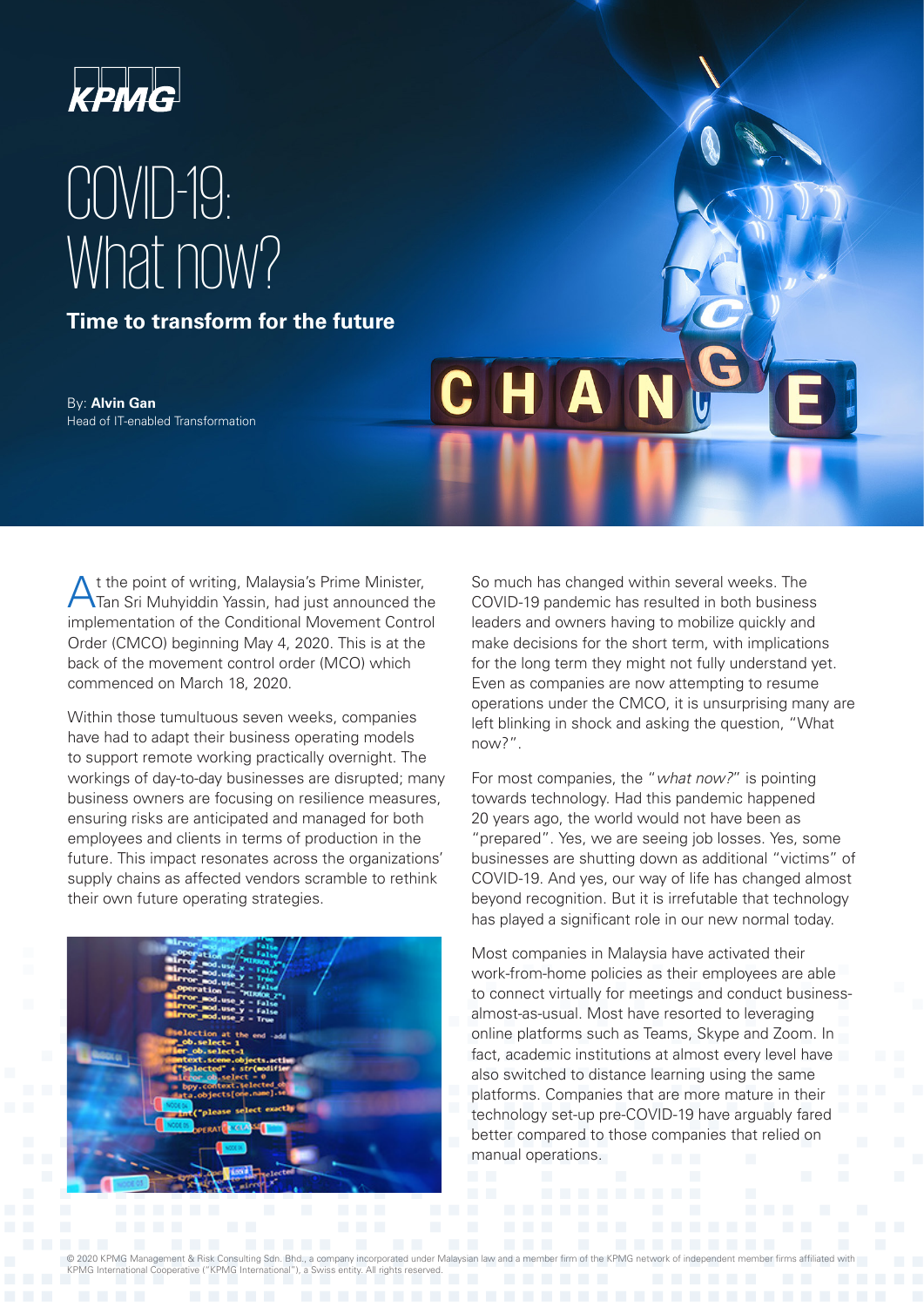# COVID-19: What now?

## Time to transform for the future

By: **Alvin Gan**
Head of IT-enabled Transformation

At the point of writing, Malaysia's Prime Minister, Tan Sri Muhyiddin Yassin, had just announced the implementation of the Conditional Movement Control Order (CMCO) beginning May 4, 2020. This is at the back of the movement control order (MCO) which commenced on March 18, 2020.

Within those tumultuous seven weeks, companies have had to adapt their business operating models to support remote working practically overnight. The workings of day-to-day businesses are disrupted; many business owners are focusing on resilience measures, ensuring risks are anticipated and managed for both employees and clients in terms of production in the future. This impact resonates across the organizations' supply chains as affected vendors scramble to rethink their own future operating strategies.

So much has changed within several weeks. The COVID-19 pandemic has resulted in both business leaders and owners having to mobilize quickly and make decisions for the short term, with implications for the long term they might not fully understand yet. Even as companies are now attempting to resume operations under the CMCO, it is unsurprising many are left blinking in shock and asking the question, "What now?".

For most companies, the "*what now?*" is pointing towards technology. Had this pandemic happened 20 years ago, the world would not have been as "prepared". Yes, we are seeing job losses. Yes, some businesses are shutting down as additional "victims" of COVID-19. And yes, our way of life has changed almost beyond recognition. But it is irrefutable that technology has played a significant role in our new normal today.

Most companies in Malaysia have activated their work-from-home policies as their employees are able to connect virtually for meetings and conduct business-almost-as-usual. Most have resorted to leveraging online platforms such as Teams, Skype and Zoom. In fact, academic institutions at almost every level have also switched to distance learning using the same platforms. Companies that are more mature in their technology set-up pre-COVID-19 have arguably fared better compared to those companies that relied on manual operations.

© 2020 KPMG Management & Risk Consulting Sdn. Bhd., a company incorporated under Malaysian law and a member firm of the KPMG network of independent member firms affiliated with KPMG International Cooperative ("KPMG International"), a Swiss entity. All rights reserved.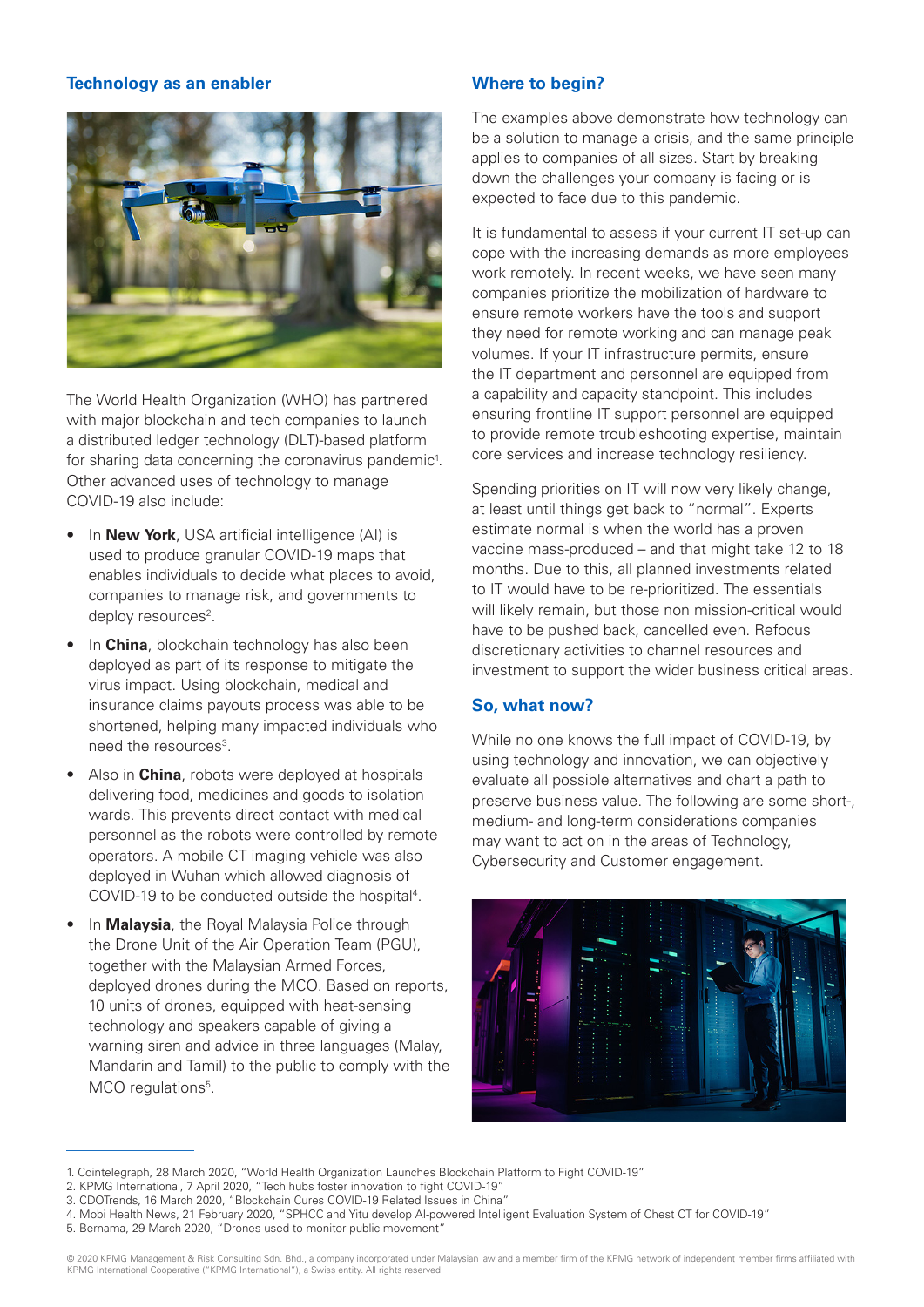## Technology as an enabler

The World Health Organization (WHO) has partnered with major blockchain and tech companies to launch a distributed ledger technology (DLT)-based platform for sharing data concerning the coronavirus pandemic[1]. Other advanced uses of technology to manage COVID-19 also include:

- In **New York**, USA artificial intelligence (AI) is used to produce granular COVID-19 maps that enables individuals to decide what places to avoid, companies to manage risk, and governments to deploy resources[2].
- In **China**, blockchain technology has also been deployed as part of its response to mitigate the virus impact. Using blockchain, medical and insurance claims payouts process was able to be shortened, helping many impacted individuals who need the resources[3].
- Also in **China**, robots were deployed at hospitals delivering food, medicines and goods to isolation wards. This prevents direct contact with medical personnel as the robots were controlled by remote operators. A mobile CT imaging vehicle was also deployed in Wuhan which allowed diagnosis of COVID-19 to be conducted outside the hospital[4].
- In **Malaysia**, the Royal Malaysia Police through the Drone Unit of the Air Operation Team (PGU), together with the Malaysian Armed Forces, deployed drones during the MCO. Based on reports, 10 units of drones, equipped with heat-sensing technology and speakers capable of giving a warning siren and advice in three languages (Malay, Mandarin and Tamil) to the public to comply with the MCO regulations[5].

## Where to begin?

The examples above demonstrate how technology can be a solution to manage a crisis, and the same principle applies to companies of all sizes. Start by breaking down the challenges your company is facing or is expected to face due to this pandemic.

It is fundamental to assess if your current IT set-up can cope with the increasing demands as more employees work remotely. In recent weeks, we have seen many companies prioritize the mobilization of hardware to ensure remote workers have the tools and support they need for remote working and can manage peak volumes. If your IT infrastructure permits, ensure the IT department and personnel are equipped from a capability and capacity standpoint. This includes ensuring frontline IT support personnel are equipped to provide remote troubleshooting expertise, maintain core services and increase technology resiliency.

Spending priorities on IT will now very likely change, at least until things get back to "normal". Experts estimate normal is when the world has a proven vaccine mass-produced – and that might take 12 to 18 months. Due to this, all planned investments related to IT would have to be re-prioritized. The essentials will likely remain, but those non mission-critical would have to be pushed back, cancelled even. Refocus discretionary activities to channel resources and investment to support the wider business critical areas.

## So, what now?

While no one knows the full impact of COVID-19, by using technology and innovation, we can objectively evaluate all possible alternatives and chart a path to preserve business value. The following are some short-, medium- and long-term considerations companies may want to act on in the areas of Technology, Cybersecurity and Customer engagement.

---

1. Cointelegraph, 28 March 2020, "World Health Organization Launches Blockchain Platform to Fight COVID-19"
2. KPMG International, 7 April 2020, "Tech hubs foster innovation to fight COVID-19"
3. CDOTrends, 16 March 2020, "Blockchain Cures COVID-19 Related Issues in China"
4. Mobi Health News, 21 February 2020, "SPHCC and Yitu develop AI-powered Intelligent Evaluation System of Chest CT for COVID-19"
5. Bernama, 29 March 2020, "Drones used to monitor public movement"

© 2020 KPMG Management & Risk Consulting Sdn. Bhd., a company incorporated under Malaysian law and a member firm of the KPMG network of independent member firms affiliated with KPMG International Cooperative ("KPMG International"), a Swiss entity. All rights reserved.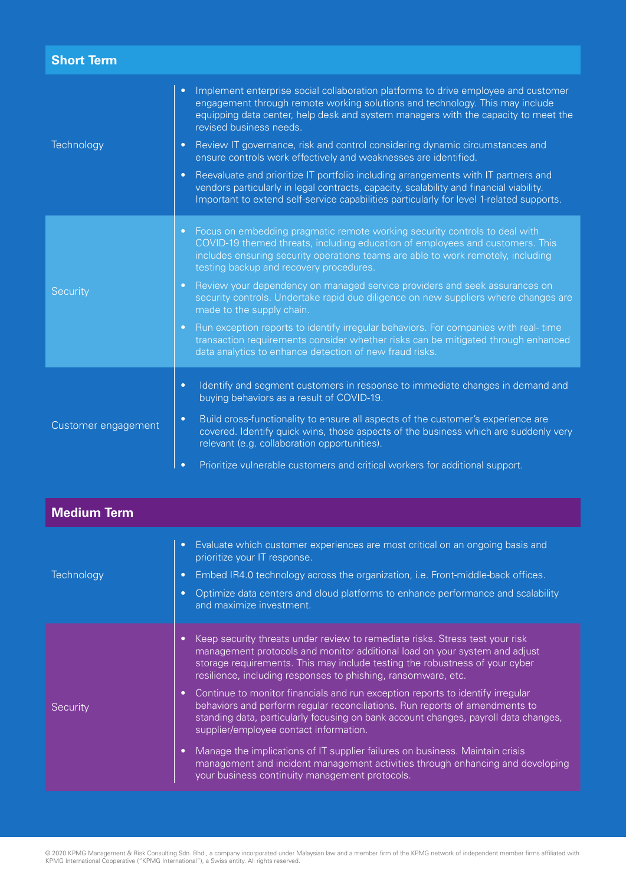## Short Term

| | |
|---|---|
| Technology | • Implement enterprise social collaboration platforms to drive employee and customer engagement through remote working solutions and technology. This may include equipping data center, help desk and system managers with the capacity to meet the revised business needs.<br>• Review IT governance, risk and control considering dynamic circumstances and ensure controls work effectively and weaknesses are identified.<br>• Reevaluate and prioritize IT portfolio including arrangements with IT partners and vendors particularly in legal contracts, capacity, scalability and financial viability. Important to extend self-service capabilities particularly for level 1-related supports. |
| Security | • Focus on embedding pragmatic remote working security controls to deal with COVID-19 themed threats, including education of employees and customers. This includes ensuring security operations teams are able to work remotely, including testing backup and recovery procedures.<br>• Review your dependency on managed service providers and seek assurances on security controls. Undertake rapid due diligence on new suppliers where changes are made to the supply chain.<br>• Run exception reports to identify irregular behaviors. For companies with real- time transaction requirements consider whether risks can be mitigated through enhanced data analytics to enhance detection of new fraud risks. |
| Customer engagement | • Identify and segment customers in response to immediate changes in demand and buying behaviors as a result of COVID-19.<br>• Build cross-functionality to ensure all aspects of the customer's experience are covered. Identify quick wins, those aspects of the business which are suddenly very relevant (e.g. collaboration opportunities).<br>• Prioritize vulnerable customers and critical workers for additional support. |

## Medium Term

| | |
|---|---|
| Technology | • Evaluate which customer experiences are most critical on an ongoing basis and prioritize your IT response.<br>• Embed IR4.0 technology across the organization, i.e. Front-middle-back offices.<br>• Optimize data centers and cloud platforms to enhance performance and scalability and maximize investment. |
| Security | • Keep security threats under review to remediate risks. Stress test your risk management protocols and monitor additional load on your system and adjust storage requirements. This may include testing the robustness of your cyber resilience, including responses to phishing, ransomware, etc.<br>• Continue to monitor financials and run exception reports to identify irregular behaviors and perform regular reconciliations. Run reports of amendments to standing data, particularly focusing on bank account changes, payroll data changes, supplier/employee contact information.<br>• Manage the implications of IT supplier failures on business. Maintain crisis management and incident management activities through enhancing and developing your business continuity management protocols. |

© 2020 KPMG Management & Risk Consulting Sdn. Bhd., a company incorporated under Malaysian law and a member firm of the KPMG network of independent member firms affiliated with KPMG International Cooperative ("KPMG International"), a Swiss entity. All rights reserved.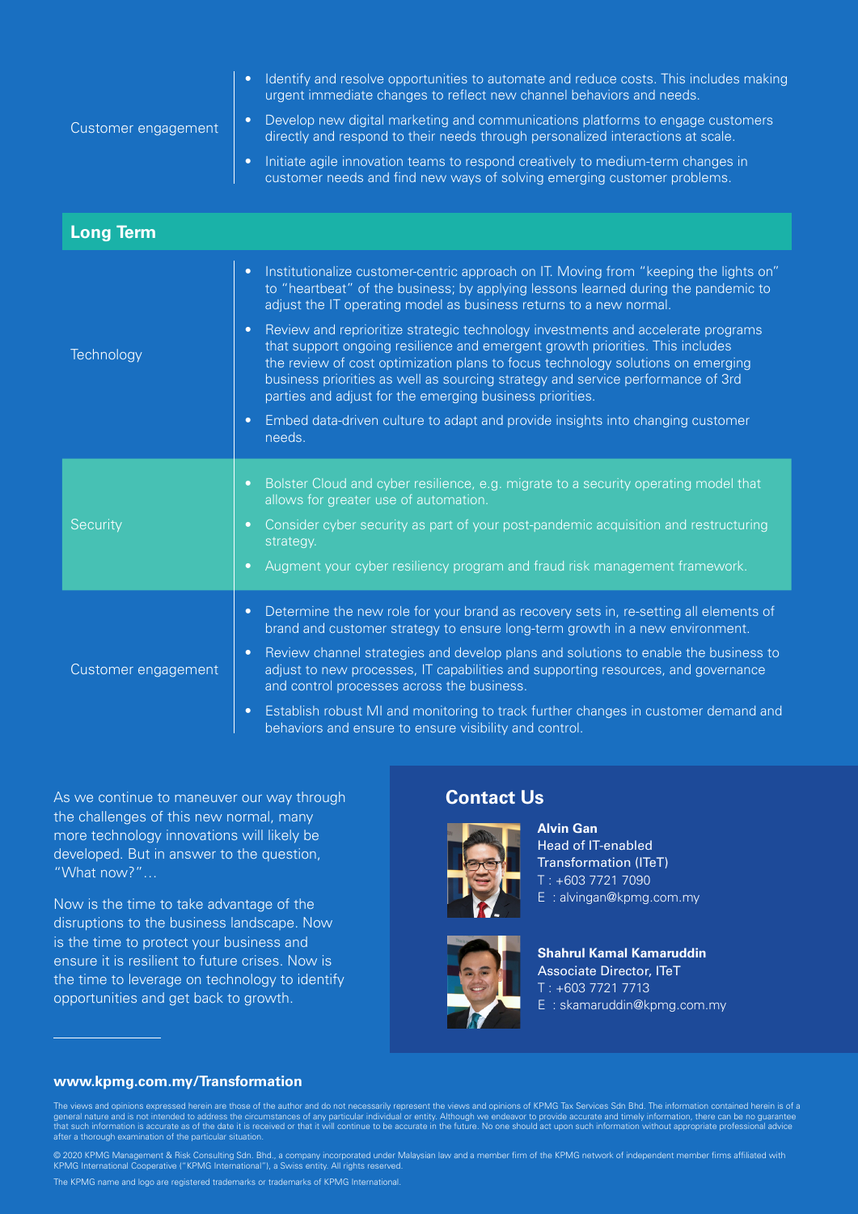| | |
|---|---|
| Customer engagement | • Identify and resolve opportunities to automate and reduce costs. This includes making urgent immediate changes to reflect new channel behaviors and needs.<br>• Develop new digital marketing and communications platforms to engage customers directly and respond to their needs through personalized interactions at scale.<br>• Initiate agile innovation teams to respond creatively to medium-term changes in customer needs and find new ways of solving emerging customer problems. |

## Long Term

| | |
|---|---|
| Technology | • Institutionalize customer-centric approach on IT. Moving from "keeping the lights on" to "heartbeat" of the business; by applying lessons learned during the pandemic to adjust the IT operating model as business returns to a new normal.<br>• Review and reprioritize strategic technology investments and accelerate programs that support ongoing resilience and emergent growth priorities. This includes the review of cost optimization plans to focus technology solutions on emerging business priorities as well as sourcing strategy and service performance of 3rd parties and adjust for the emerging business priorities.<br>• Embed data-driven culture to adapt and provide insights into changing customer needs. |
| Security | • Bolster Cloud and cyber resilience, e.g. migrate to a security operating model that allows for greater use of automation.<br>• Consider cyber security as part of your post-pandemic acquisition and restructuring strategy.<br>• Augment your cyber resiliency program and fraud risk management framework. |
| Customer engagement | • Determine the new role for your brand as recovery sets in, re-setting all elements of brand and customer strategy to ensure long-term growth in a new environment.<br>• Review channel strategies and develop plans and solutions to enable the business to adjust to new processes, IT capabilities and supporting resources, and governance and control processes across the business.<br>• Establish robust MI and monitoring to track further changes in customer demand and behaviors and ensure to ensure visibility and control. |

As we continue to maneuver our way through the challenges of this new normal, many more technology innovations will likely be developed. But in answer to the question, "What now?"…

Now is the time to take advantage of the disruptions to the business landscape. Now is the time to protect your business and ensure it is resilient to future crises. Now is the time to leverage on technology to identify opportunities and get back to growth.

## Contact Us

**Alvin Gan**
Head of IT-enabled Transformation (ITeT)
T : +603 7721 7090
E : alvingan@kpmg.com.my

**Shahrul Kamal Kamaruddin**
Associate Director, ITeT
T : +603 7721 7713
E : skamaruddin@kpmg.com.my

**www.kpmg.com.my/Transformation**

The views and opinions expressed herein are those of the author and do not necessarily represent the views and opinions of KPMG Tax Services Sdn Bhd. The information contained herein is of a general nature and is not intended to address the circumstances of any particular individual or entity. Although we endeavor to provide accurate and timely information, there can be no guarantee that such information is accurate as of the date it is received or that it will continue to be accurate in the future. No one should act upon such information without appropriate professional advice after a thorough examination of the particular situation.

© 2020 KPMG Management & Risk Consulting Sdn. Bhd., a company incorporated under Malaysian law and a member firm of the KPMG network of independent member firms affiliated with KPMG International Cooperative ("KPMG International"), a Swiss entity. All rights reserved.

The KPMG name and logo are registered trademarks or trademarks of KPMG International.